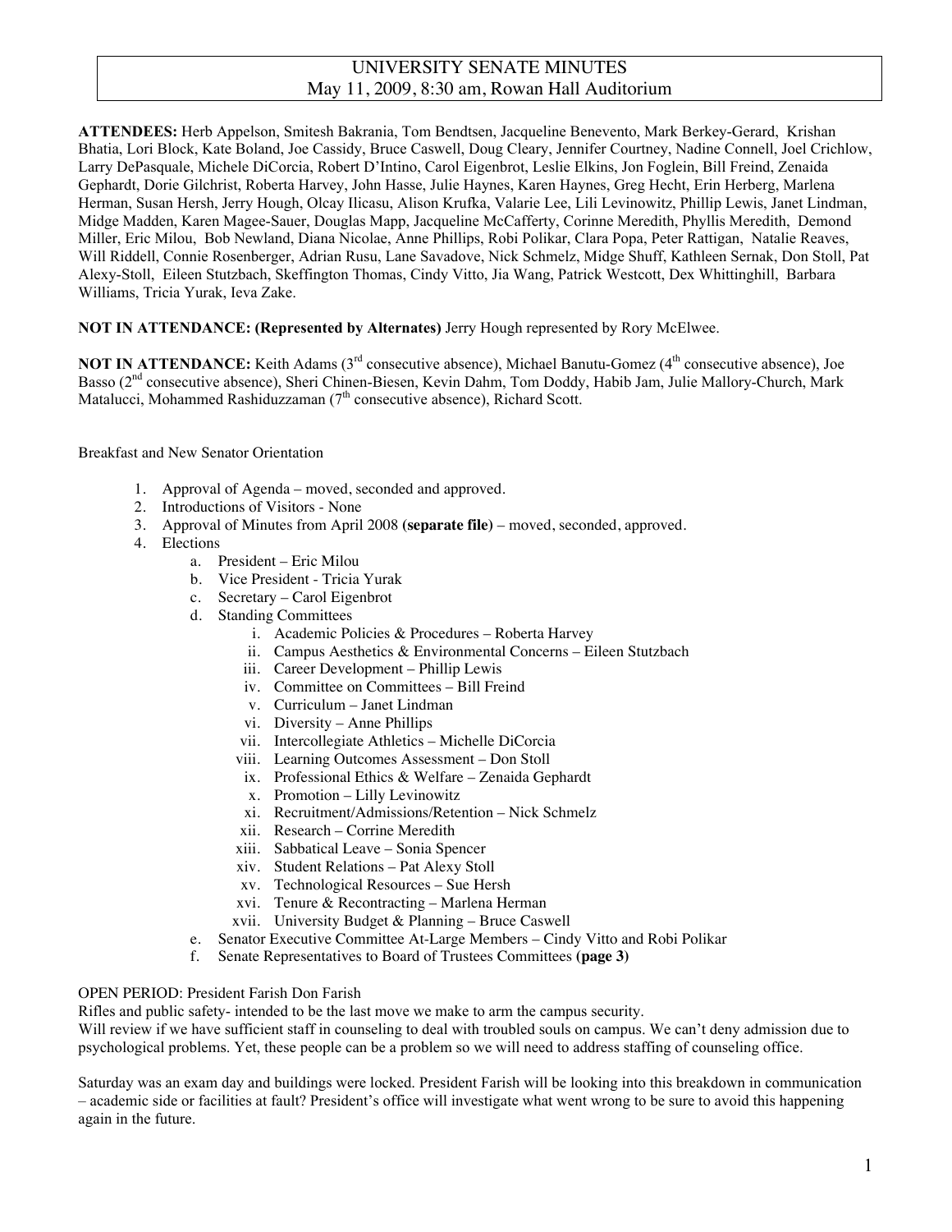# UNIVERSITY SENATE MINUTES
May 11, 2009, 8:30 am, Rowan Hall Auditorium

**ATTENDEES:** Herb Appelson, Smitesh Bakrania, Tom Bendtsen, Jacqueline Benevento, Mark Berkey-Gerard, Krishan Bhatia, Lori Block, Kate Boland, Joe Cassidy, Bruce Caswell, Doug Cleary, Jennifer Courtney, Nadine Connell, Joel Crichlow, Larry DePasquale, Michele DiCorcia, Robert D'Intino, Carol Eigenbrot, Leslie Elkins, Jon Foglein, Bill Freind, Zenaida Gephardt, Dorie Gilchrist, Roberta Harvey, John Hasse, Julie Haynes, Karen Haynes, Greg Hecht, Erin Herberg, Marlena Herman, Susan Hersh, Jerry Hough, Olcay Ilicasu, Alison Krufka, Valarie Lee, Lili Levinowitz, Phillip Lewis, Janet Lindman, Midge Madden, Karen Magee-Sauer, Douglas Mapp, Jacqueline McCafferty, Corinne Meredith, Phyllis Meredith, Demond Miller, Eric Milou, Bob Newland, Diana Nicolae, Anne Phillips, Robi Polikar, Clara Popa, Peter Rattigan, Natalie Reaves, Will Riddell, Connie Rosenberger, Adrian Rusu, Lane Savadove, Nick Schmelz, Midge Shuff, Kathleen Sernak, Don Stoll, Pat Alexy-Stoll, Eileen Stutzbach, Skeffington Thomas, Cindy Vitto, Jia Wang, Patrick Westcott, Dex Whittinghill, Barbara Williams, Tricia Yurak, Ieva Zake.

**NOT IN ATTENDANCE: (Represented by Alternates)** Jerry Hough represented by Rory McElwee.

**NOT IN ATTENDANCE:** Keith Adams (3rd consecutive absence), Michael Banutu-Gomez (4th consecutive absence), Joe Basso (2nd consecutive absence), Sheri Chinen-Biesen, Kevin Dahm, Tom Doddy, Habib Jam, Julie Mallory-Church, Mark Matalucci, Mohammed Rashiduzzaman (7th consecutive absence), Richard Scott.

Breakfast and New Senator Orientation

1. Approval of Agenda – moved, seconded and approved.
2. Introductions of Visitors - None
3. Approval of Minutes from April 2008 **(separate file)** – moved, seconded, approved.
4. Elections
   a. President – Eric Milou
   b. Vice President - Tricia Yurak
   c. Secretary – Carol Eigenbrot
   d. Standing Committees
      i. Academic Policies & Procedures – Roberta Harvey
      ii. Campus Aesthetics & Environmental Concerns – Eileen Stutzbach
      iii. Career Development – Phillip Lewis
      iv. Committee on Committees – Bill Freind
      v. Curriculum – Janet Lindman
      vi. Diversity – Anne Phillips
      vii. Intercollegiate Athletics – Michelle DiCorcia
      viii. Learning Outcomes Assessment – Don Stoll
      ix. Professional Ethics & Welfare – Zenaida Gephardt
      x. Promotion – Lilly Levinowitz
      xi. Recruitment/Admissions/Retention – Nick Schmelz
      xii. Research – Corrine Meredith
      xiii. Sabbatical Leave – Sonia Spencer
      xiv. Student Relations – Pat Alexy Stoll
      xv. Technological Resources – Sue Hersh
      xvi. Tenure & Recontracting – Marlena Herman
      xvii. University Budget & Planning – Bruce Caswell
   e. Senator Executive Committee At-Large Members – Cindy Vitto and Robi Polikar
   f. Senate Representatives to Board of Trustees Committees **(page 3)**

OPEN PERIOD: President Farish Don Farish

Rifles and public safety- intended to be the last move we make to arm the campus security.

Will review if we have sufficient staff in counseling to deal with troubled souls on campus. We can't deny admission due to psychological problems. Yet, these people can be a problem so we will need to address staffing of counseling office.

Saturday was an exam day and buildings were locked. President Farish will be looking into this breakdown in communication – academic side or facilities at fault? President's office will investigate what went wrong to be sure to avoid this happening again in the future.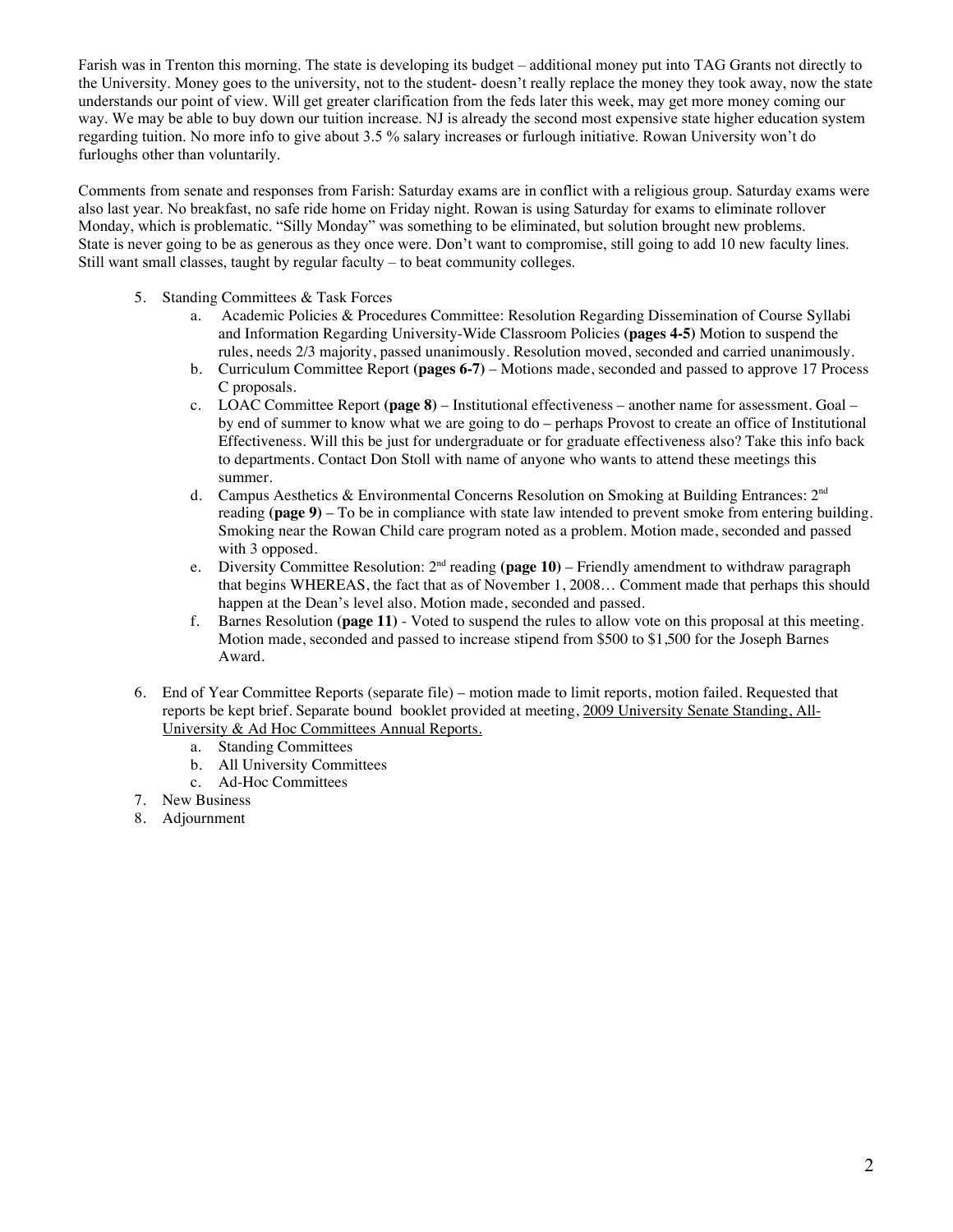Farish was in Trenton this morning. The state is developing its budget – additional money put into TAG Grants not directly to the University. Money goes to the university, not to the student- doesn't really replace the money they took away, now the state understands our point of view. Will get greater clarification from the feds later this week, may get more money coming our way. We may be able to buy down our tuition increase. NJ is already the second most expensive state higher education system regarding tuition. No more info to give about 3.5 % salary increases or furlough initiative. Rowan University won't do furloughs other than voluntarily.

Comments from senate and responses from Farish: Saturday exams are in conflict with a religious group. Saturday exams were also last year. No breakfast, no safe ride home on Friday night. Rowan is using Saturday for exams to eliminate rollover Monday, which is problematic. "Silly Monday" was something to be eliminated, but solution brought new problems. State is never going to be as generous as they once were. Don't want to compromise, still going to add 10 new faculty lines. Still want small classes, taught by regular faculty – to beat community colleges.

5. Standing Committees & Task Forces
   a. Academic Policies & Procedures Committee: Resolution Regarding Dissemination of Course Syllabi and Information Regarding University-Wide Classroom Policies **(pages 4-5)** Motion to suspend the rules, needs 2/3 majority, passed unanimously. Resolution moved, seconded and carried unanimously.
   b. Curriculum Committee Report **(pages 6-7)** – Motions made, seconded and passed to approve 17 Process C proposals.
   c. LOAC Committee Report **(page 8)** – Institutional effectiveness – another name for assessment. Goal – by end of summer to know what we are going to do – perhaps Provost to create an office of Institutional Effectiveness. Will this be just for undergraduate or for graduate effectiveness also? Take this info back to departments. Contact Don Stoll with name of anyone who wants to attend these meetings this summer.
   d. Campus Aesthetics & Environmental Concerns Resolution on Smoking at Building Entrances: 2nd reading **(page 9)** – To be in compliance with state law intended to prevent smoke from entering building. Smoking near the Rowan Child care program noted as a problem. Motion made, seconded and passed with 3 opposed.
   e. Diversity Committee Resolution: 2nd reading **(page 10)** – Friendly amendment to withdraw paragraph that begins WHEREAS, the fact that as of November 1, 2008… Comment made that perhaps this should happen at the Dean's level also. Motion made, seconded and passed.
   f. Barnes Resolution **(page 11)** - Voted to suspend the rules to allow vote on this proposal at this meeting. Motion made, seconded and passed to increase stipend from $500 to $1,500 for the Joseph Barnes Award.

6. End of Year Committee Reports (separate file) – motion made to limit reports, motion failed. Requested that reports be kept brief. Separate bound booklet provided at meeting, 2009 University Senate Standing, All-University & Ad Hoc Committees Annual Reports.
   a. Standing Committees
   b. All University Committees
   c. Ad-Hoc Committees
7. New Business
8. Adjournment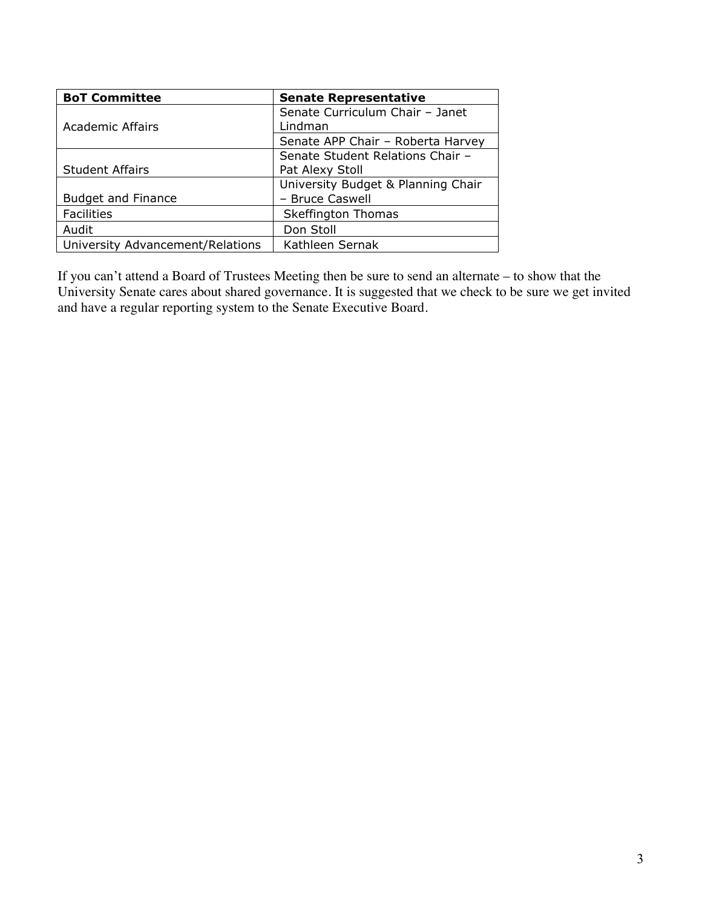| BoT Committee | Senate Representative |
| --- | --- |
| Academic Affairs | Senate Curriculum Chair – Janet Lindman |
| | Senate APP Chair – Roberta Harvey |
| Student Affairs | Senate Student Relations Chair – Pat Alexy Stoll |
| Budget and Finance | University Budget & Planning Chair – Bruce Caswell |
| Facilities | Skeffington Thomas |
| Audit | Don Stoll |
| University Advancement/Relations | Kathleen Sernak |

If you can't attend a Board of Trustees Meeting then be sure to send an alternate – to show that the University Senate cares about shared governance. It is suggested that we check to be sure we get invited and have a regular reporting system to the Senate Executive Board.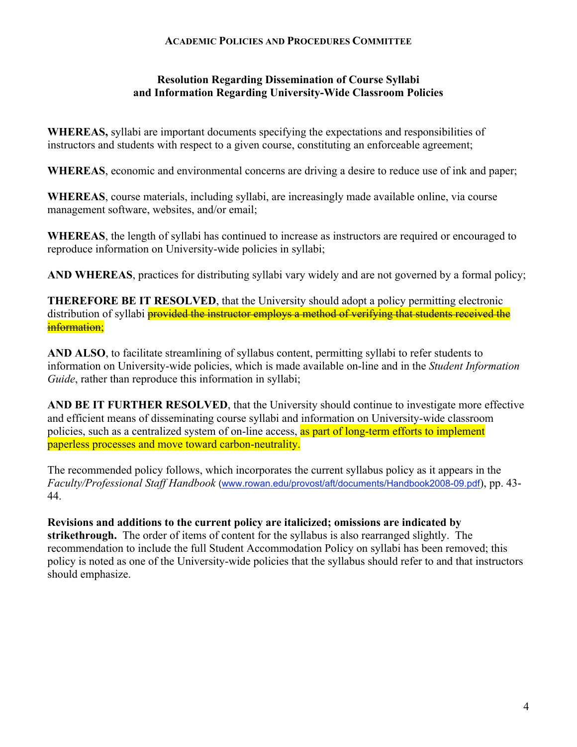**Academic Policies and Procedures Committee**

## Resolution Regarding Dissemination of Course Syllabi and Information Regarding University-Wide Classroom Policies

**WHEREAS,** syllabi are important documents specifying the expectations and responsibilities of instructors and students with respect to a given course, constituting an enforceable agreement;

**WHEREAS**, economic and environmental concerns are driving a desire to reduce use of ink and paper;

**WHEREAS**, course materials, including syllabi, are increasingly made available online, via course management software, websites, and/or email;

**WHEREAS**, the length of syllabi has continued to increase as instructors are required or encouraged to reproduce information on University-wide policies in syllabi;

**AND WHEREAS**, practices for distributing syllabi vary widely and are not governed by a formal policy;

**THEREFORE BE IT RESOLVED**, that the University should adopt a policy permitting electronic distribution of syllabi ~~provided the instructor employs a method of verifying that students received the information~~;

**AND ALSO**, to facilitate streamlining of syllabus content, permitting syllabi to refer students to information on University-wide policies, which is made available on-line and in the *Student Information Guide*, rather than reproduce this information in syllabi;

**AND BE IT FURTHER RESOLVED**, that the University should continue to investigate more effective and efficient means of disseminating course syllabi and information on University-wide classroom policies, such as a centralized system of on-line access, as part of long-term efforts to implement paperless processes and move toward carbon-neutrality.

The recommended policy follows, which incorporates the current syllabus policy as it appears in the *Faculty/Professional Staff Handbook* (www.rowan.edu/provost/aft/documents/Handbook2008-09.pdf), pp. 43-44.

**Revisions and additions to the current policy are italicized; omissions are indicated by strikethrough.** The order of items of content for the syllabus is also rearranged slightly. The recommendation to include the full Student Accommodation Policy on syllabi has been removed; this policy is noted as one of the University-wide policies that the syllabus should refer to and that instructors should emphasize.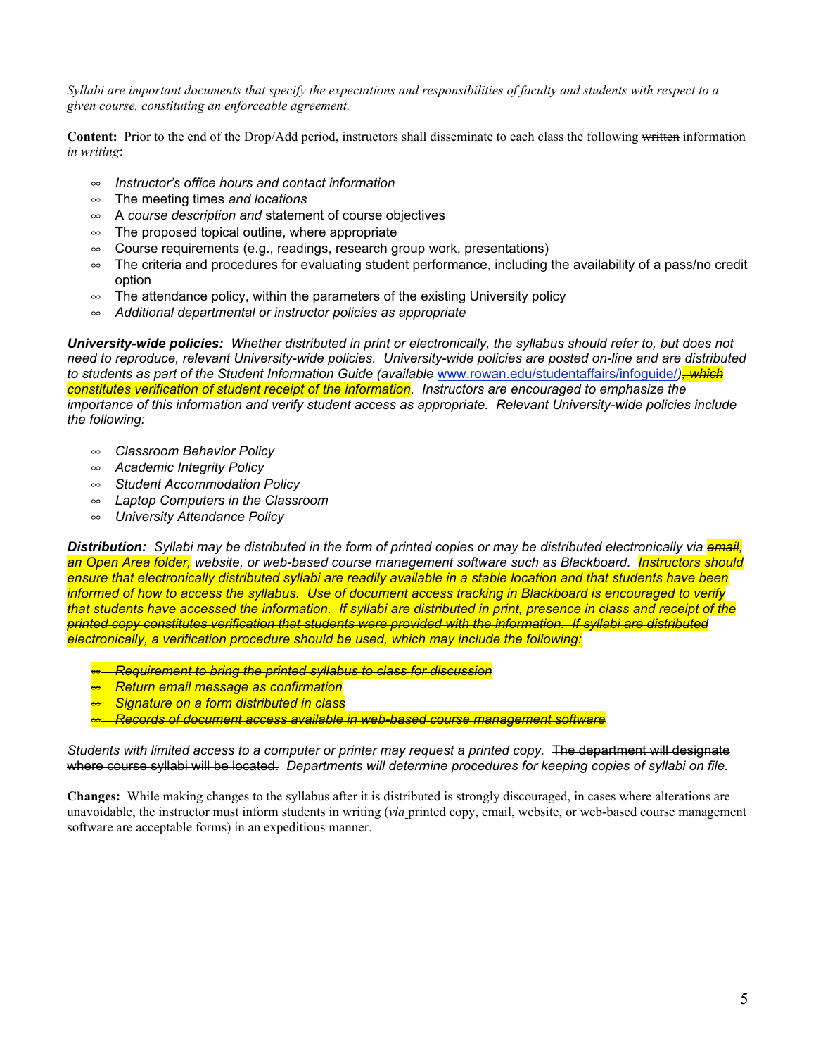*Syllabi are important documents that specify the expectations and responsibilities of faculty and students with respect to a given course, constituting an enforceable agreement.*

**Content:** Prior to the end of the Drop/Add period, instructors shall disseminate to each class the following ~~written~~ information *in writing*:

- *Instructor's office hours and contact information*
- The meeting times *and locations*
- A *course description and* statement of course objectives
- The proposed topical outline, where appropriate
- Course requirements (e.g., readings, research group work, presentations)
- The criteria and procedures for evaluating student performance, including the availability of a pass/no credit option
- The attendance policy, within the parameters of the existing University policy
- *Additional departmental or instructor policies as appropriate*

***University-wide policies:*** *Whether distributed in print or electronically, the syllabus should refer to, but does not need to reproduce, relevant University-wide policies. University-wide policies are posted on-line and are distributed to students as part of the Student Information Guide (available www.rowan.edu/studentaffairs/infoguide/)~~, which constitutes verification of student receipt of the information~~. Instructors are encouraged to emphasize the importance of this information and verify student access as appropriate. Relevant University-wide policies include the following:*

- *Classroom Behavior Policy*
- *Academic Integrity Policy*
- *Student Accommodation Policy*
- *Laptop Computers in the Classroom*
- *University Attendance Policy*

***Distribution:*** *Syllabi may be distributed in the form of printed copies or may be distributed electronically via ~~email,~~ an Open Area folder, website, or web-based course management software such as Blackboard. Instructors should ensure that electronically distributed syllabi are readily available in a stable location and that students have been informed of how to access the syllabus. Use of document access tracking in Blackboard is encouraged to verify that students have accessed the information. ~~If syllabi are distributed in print, presence in class and receipt of the printed copy constitutes verification that students were provided with the information. If syllabi are distributed electronically, a verification procedure should be used, which may include the following:~~*

- ~~*Requirement to bring the printed syllabus to class for discussion*~~
- ~~*Return email message as confirmation*~~
- ~~*Signature on a form distributed in class*~~
- ~~*Records of document access available in web-based course management software*~~

*Students with limited access to a computer or printer may request a printed copy.* ~~The department will designate where course syllabi will be located.~~ *Departments will determine procedures for keeping copies of syllabi on file.*

**Changes:** While making changes to the syllabus after it is distributed is strongly discouraged, in cases where alterations are unavoidable, the instructor must inform students in writing (*via* printed copy, email, website, or web-based course management software ~~are acceptable forms~~) in an expeditious manner.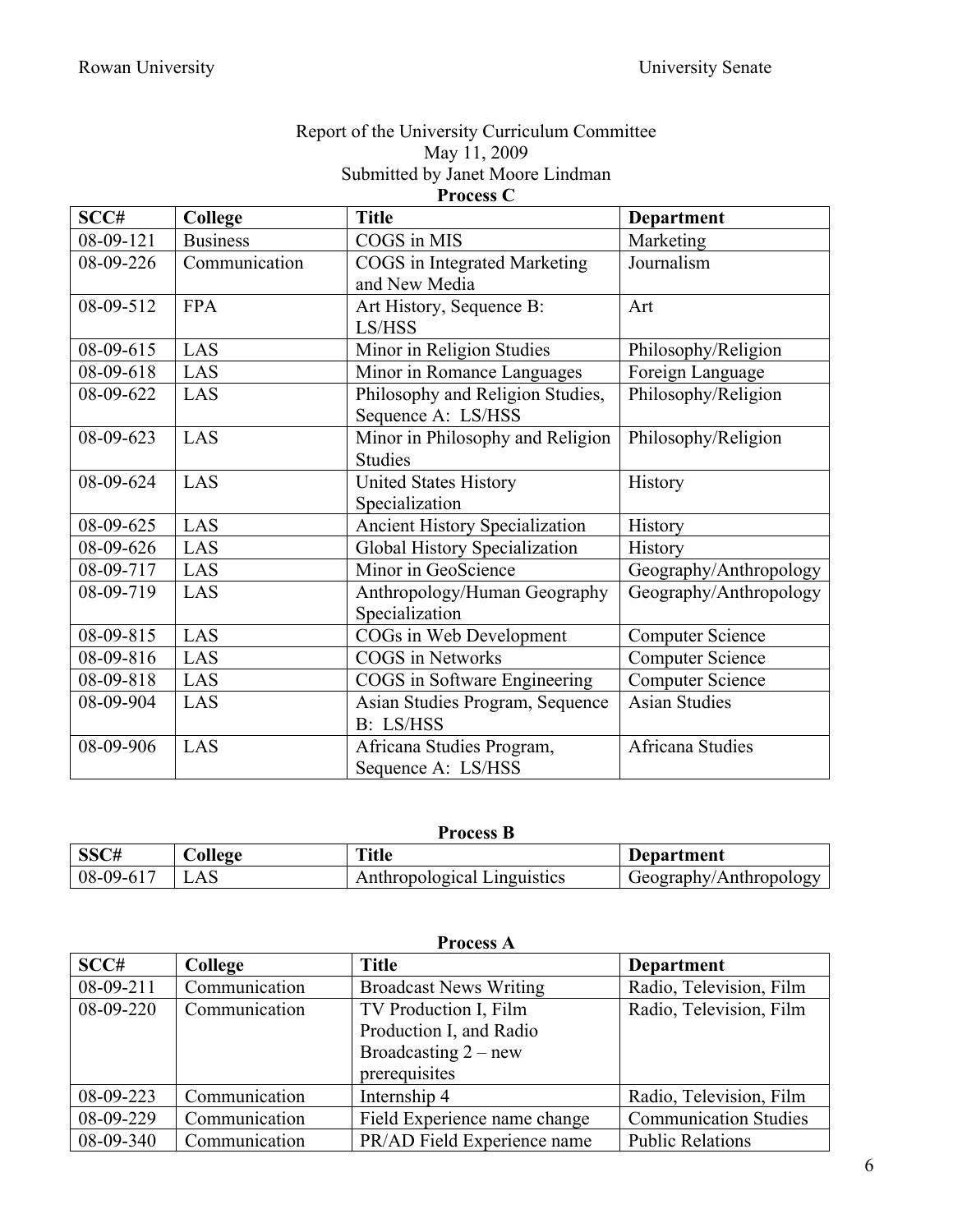Report of the University Curriculum Committee
May 11, 2009
Submitted by Janet Moore Lindman

**Process C**

| SCC# | College | Title | Department |
|---|---|---|---|
| 08-09-121 | Business | COGS in MIS | Marketing |
| 08-09-226 | Communication | COGS in Integrated Marketing and New Media | Journalism |
| 08-09-512 | FPA | Art History, Sequence B: LS/HSS | Art |
| 08-09-615 | LAS | Minor in Religion Studies | Philosophy/Religion |
| 08-09-618 | LAS | Minor in Romance Languages | Foreign Language |
| 08-09-622 | LAS | Philosophy and Religion Studies, Sequence A: LS/HSS | Philosophy/Religion |
| 08-09-623 | LAS | Minor in Philosophy and Religion Studies | Philosophy/Religion |
| 08-09-624 | LAS | United States History Specialization | History |
| 08-09-625 | LAS | Ancient History Specialization | History |
| 08-09-626 | LAS | Global History Specialization | History |
| 08-09-717 | LAS | Minor in GeoScience | Geography/Anthropology |
| 08-09-719 | LAS | Anthropology/Human Geography Specialization | Geography/Anthropology |
| 08-09-815 | LAS | COGs in Web Development | Computer Science |
| 08-09-816 | LAS | COGS in Networks | Computer Science |
| 08-09-818 | LAS | COGS in Software Engineering | Computer Science |
| 08-09-904 | LAS | Asian Studies Program, Sequence B: LS/HSS | Asian Studies |
| 08-09-906 | LAS | Africana Studies Program, Sequence A: LS/HSS | Africana Studies |

**Process B**

| SSC# | College | Title | Department |
|---|---|---|---|
| 08-09-617 | LAS | Anthropological Linguistics | Geography/Anthropology |

**Process A**

| SCC# | College | Title | Department |
|---|---|---|---|
| 08-09-211 | Communication | Broadcast News Writing | Radio, Television, Film |
| 08-09-220 | Communication | TV Production I, Film Production I, and Radio Broadcasting 2 – new prerequisites | Radio, Television, Film |
| 08-09-223 | Communication | Internship 4 | Radio, Television, Film |
| 08-09-229 | Communication | Field Experience name change | Communication Studies |
| 08-09-340 | Communication | PR/AD Field Experience name | Public Relations |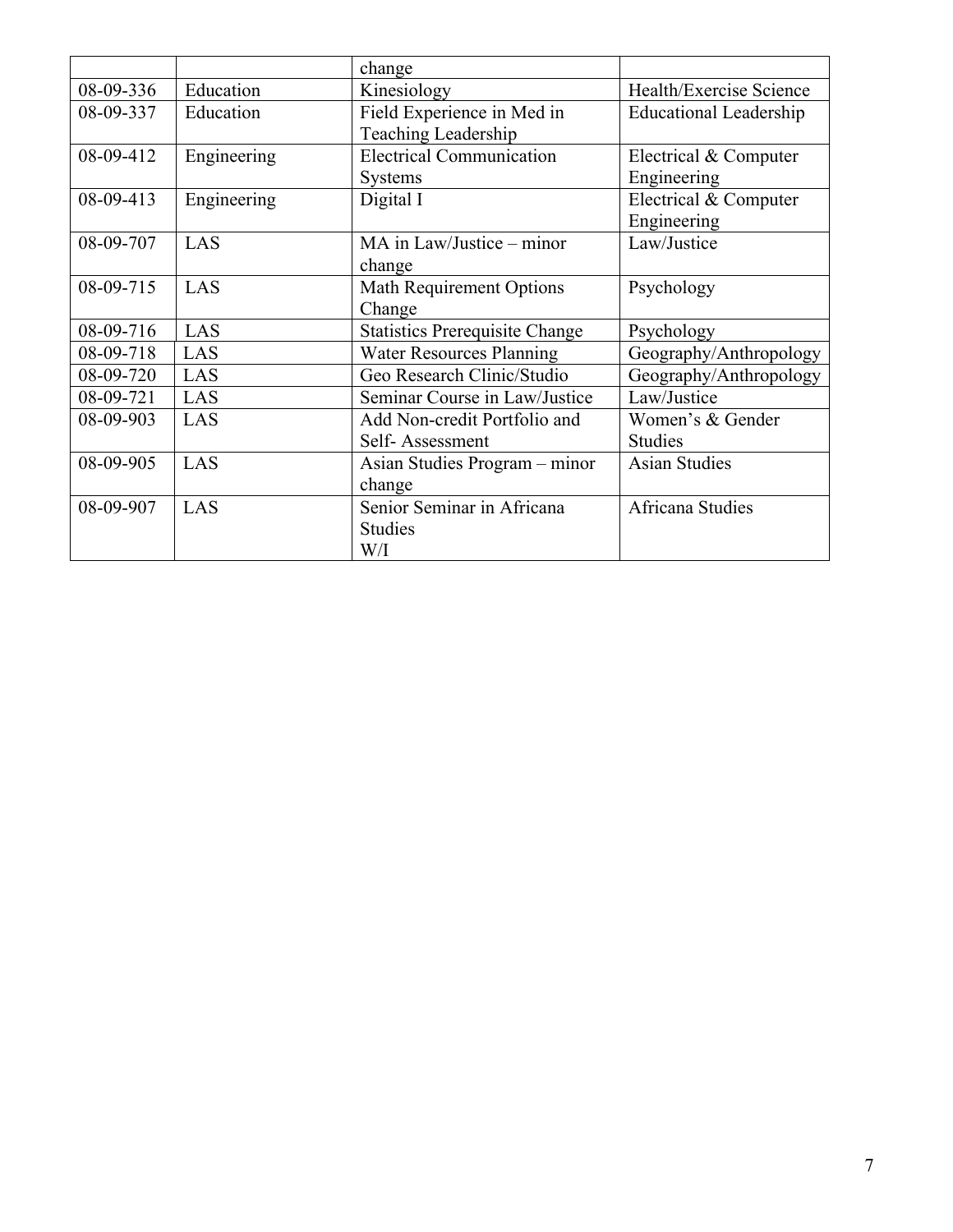|  |  | change |  |
|---|---|---|---|
| 08-09-336 | Education | Kinesiology | Health/Exercise Science |
| 08-09-337 | Education | Field Experience in Med in Teaching Leadership | Educational Leadership |
| 08-09-412 | Engineering | Electrical Communication Systems | Electrical & Computer Engineering |
| 08-09-413 | Engineering | Digital I | Electrical & Computer Engineering |
| 08-09-707 | LAS | MA in Law/Justice – minor change | Law/Justice |
| 08-09-715 | LAS | Math Requirement Options Change | Psychology |
| 08-09-716 | LAS | Statistics Prerequisite Change | Psychology |
| 08-09-718 | LAS | Water Resources Planning | Geography/Anthropology |
| 08-09-720 | LAS | Geo Research Clinic/Studio | Geography/Anthropology |
| 08-09-721 | LAS | Seminar Course in Law/Justice | Law/Justice |
| 08-09-903 | LAS | Add Non-credit Portfolio and Self- Assessment | Women's & Gender Studies |
| 08-09-905 | LAS | Asian Studies Program – minor change | Asian Studies |
| 08-09-907 | LAS | Senior Seminar in Africana Studies W/I | Africana Studies |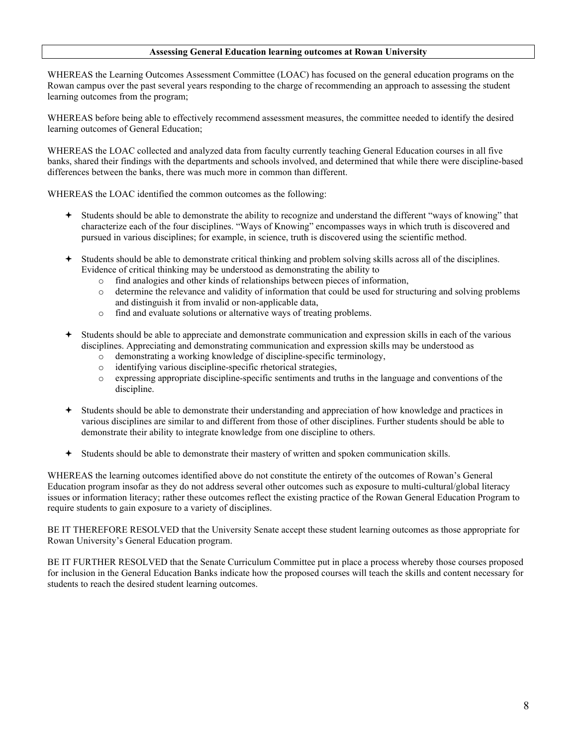**Assessing General Education learning outcomes at Rowan University**

WHEREAS the Learning Outcomes Assessment Committee (LOAC) has focused on the general education programs on the Rowan campus over the past several years responding to the charge of recommending an approach to assessing the student learning outcomes from the program;

WHEREAS before being able to effectively recommend assessment measures, the committee needed to identify the desired learning outcomes of General Education;

WHEREAS the LOAC collected and analyzed data from faculty currently teaching General Education courses in all five banks, shared their findings with the departments and schools involved, and determined that while there were discipline-based differences between the banks, there was much more in common than different.

WHEREAS the LOAC identified the common outcomes as the following:

- Students should be able to demonstrate the ability to recognize and understand the different "ways of knowing" that characterize each of the four disciplines. "Ways of Knowing" encompasses ways in which truth is discovered and pursued in various disciplines; for example, in science, truth is discovered using the scientific method.

- Students should be able to demonstrate critical thinking and problem solving skills across all of the disciplines. Evidence of critical thinking may be understood as demonstrating the ability to
  - find analogies and other kinds of relationships between pieces of information,
  - determine the relevance and validity of information that could be used for structuring and solving problems and distinguish it from invalid or non-applicable data,
  - find and evaluate solutions or alternative ways of treating problems.

- Students should be able to appreciate and demonstrate communication and expression skills in each of the various disciplines. Appreciating and demonstrating communication and expression skills may be understood as
  - demonstrating a working knowledge of discipline-specific terminology,
  - identifying various discipline-specific rhetorical strategies,
  - expressing appropriate discipline-specific sentiments and truths in the language and conventions of the discipline.

- Students should be able to demonstrate their understanding and appreciation of how knowledge and practices in various disciplines are similar to and different from those of other disciplines. Further students should be able to demonstrate their ability to integrate knowledge from one discipline to others.

- Students should be able to demonstrate their mastery of written and spoken communication skills.

WHEREAS the learning outcomes identified above do not constitute the entirety of the outcomes of Rowan's General Education program insofar as they do not address several other outcomes such as exposure to multi-cultural/global literacy issues or information literacy; rather these outcomes reflect the existing practice of the Rowan General Education Program to require students to gain exposure to a variety of disciplines.

BE IT THEREFORE RESOLVED that the University Senate accept these student learning outcomes as those appropriate for Rowan University's General Education program.

BE IT FURTHER RESOLVED that the Senate Curriculum Committee put in place a process whereby those courses proposed for inclusion in the General Education Banks indicate how the proposed courses will teach the skills and content necessary for students to reach the desired student learning outcomes.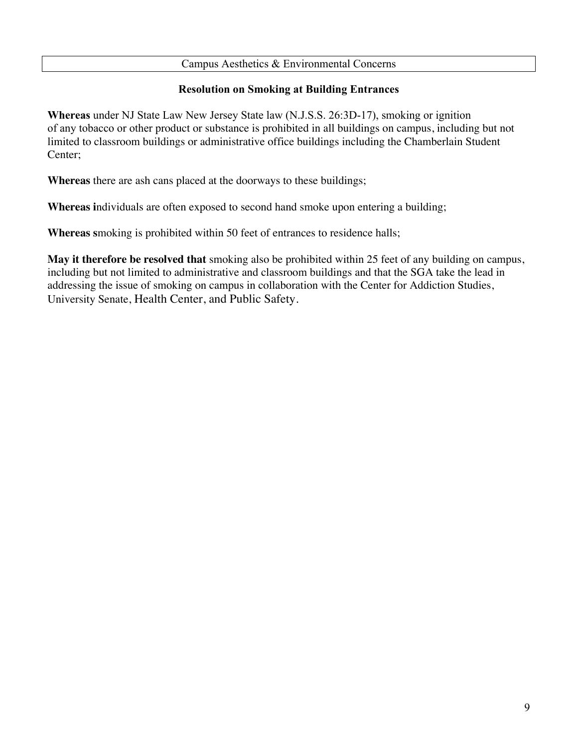Campus Aesthetics & Environmental Concerns

## Resolution on Smoking at Building Entrances

**Whereas** under NJ State Law New Jersey State law (N.J.S.S. 26:3D-17), smoking or ignition of any tobacco or other product or substance is prohibited in all buildings on campus, including but not limited to classroom buildings or administrative office buildings including the Chamberlain Student Center;

**Whereas** there are ash cans placed at the doorways to these buildings;

**Whereas i**ndividuals are often exposed to second hand smoke upon entering a building;

**Whereas s**moking is prohibited within 50 feet of entrances to residence halls;

**May it therefore be resolved that** smoking also be prohibited within 25 feet of any building on campus, including but not limited to administrative and classroom buildings and that the SGA take the lead in addressing the issue of smoking on campus in collaboration with the Center for Addiction Studies, University Senate, Health Center, and Public Safety.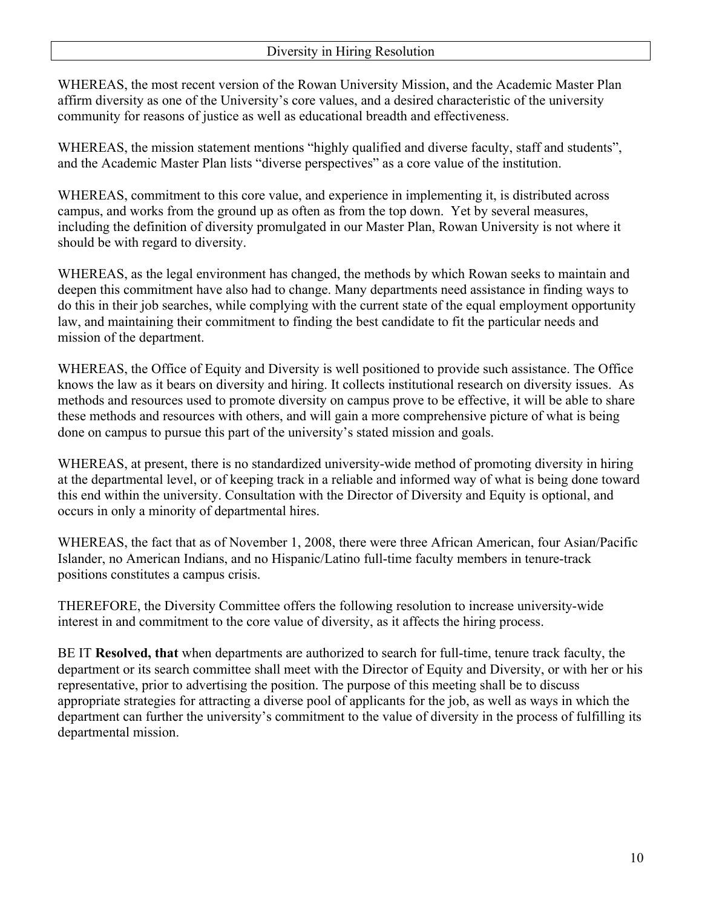## Diversity in Hiring Resolution

WHEREAS, the most recent version of the Rowan University Mission, and the Academic Master Plan affirm diversity as one of the University's core values, and a desired characteristic of the university community for reasons of justice as well as educational breadth and effectiveness.

WHEREAS, the mission statement mentions "highly qualified and diverse faculty, staff and students", and the Academic Master Plan lists "diverse perspectives" as a core value of the institution.

WHEREAS, commitment to this core value, and experience in implementing it, is distributed across campus, and works from the ground up as often as from the top down. Yet by several measures, including the definition of diversity promulgated in our Master Plan, Rowan University is not where it should be with regard to diversity.

WHEREAS, as the legal environment has changed, the methods by which Rowan seeks to maintain and deepen this commitment have also had to change. Many departments need assistance in finding ways to do this in their job searches, while complying with the current state of the equal employment opportunity law, and maintaining their commitment to finding the best candidate to fit the particular needs and mission of the department.

WHEREAS, the Office of Equity and Diversity is well positioned to provide such assistance. The Office knows the law as it bears on diversity and hiring. It collects institutional research on diversity issues. As methods and resources used to promote diversity on campus prove to be effective, it will be able to share these methods and resources with others, and will gain a more comprehensive picture of what is being done on campus to pursue this part of the university's stated mission and goals.

WHEREAS, at present, there is no standardized university-wide method of promoting diversity in hiring at the departmental level, or of keeping track in a reliable and informed way of what is being done toward this end within the university. Consultation with the Director of Diversity and Equity is optional, and occurs in only a minority of departmental hires.

WHEREAS, the fact that as of November 1, 2008, there were three African American, four Asian/Pacific Islander, no American Indians, and no Hispanic/Latino full-time faculty members in tenure-track positions constitutes a campus crisis.

THEREFORE, the Diversity Committee offers the following resolution to increase university-wide interest in and commitment to the core value of diversity, as it affects the hiring process.

BE IT **Resolved, that** when departments are authorized to search for full-time, tenure track faculty, the department or its search committee shall meet with the Director of Equity and Diversity, or with her or his representative, prior to advertising the position. The purpose of this meeting shall be to discuss appropriate strategies for attracting a diverse pool of applicants for the job, as well as ways in which the department can further the university's commitment to the value of diversity in the process of fulfilling its departmental mission.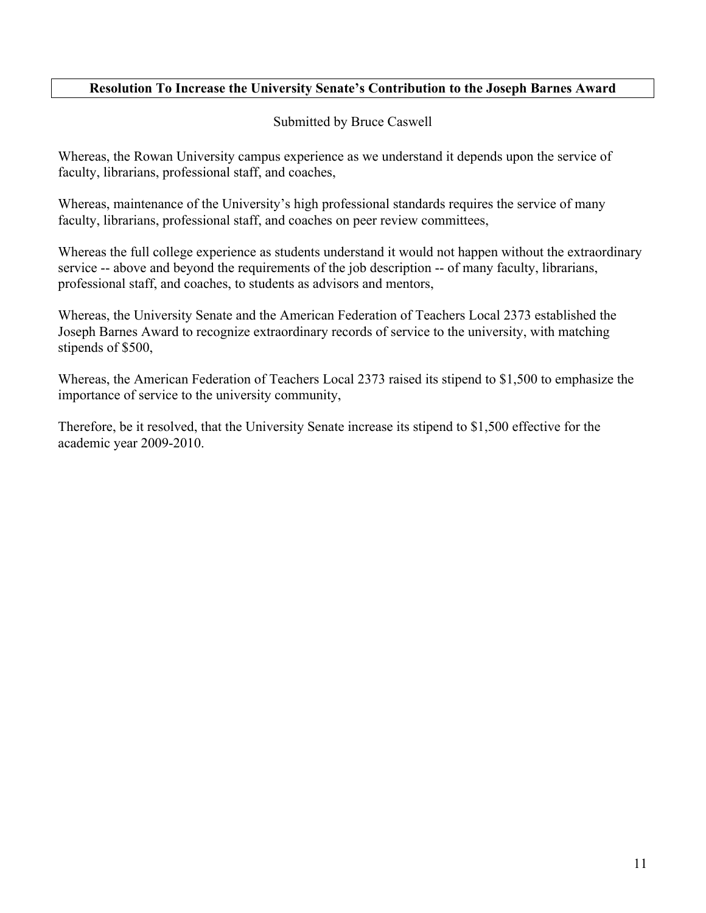**Resolution To Increase the University Senate's Contribution to the Joseph Barnes Award**

Submitted by Bruce Caswell

Whereas, the Rowan University campus experience as we understand it depends upon the service of faculty, librarians, professional staff, and coaches,

Whereas, maintenance of the University's high professional standards requires the service of many faculty, librarians, professional staff, and coaches on peer review committees,

Whereas the full college experience as students understand it would not happen without the extraordinary service -- above and beyond the requirements of the job description -- of many faculty, librarians, professional staff, and coaches, to students as advisors and mentors,

Whereas, the University Senate and the American Federation of Teachers Local 2373 established the Joseph Barnes Award to recognize extraordinary records of service to the university, with matching stipends of $500,

Whereas, the American Federation of Teachers Local 2373 raised its stipend to $1,500 to emphasize the importance of service to the university community,

Therefore, be it resolved, that the University Senate increase its stipend to $1,500 effective for the academic year 2009-2010.